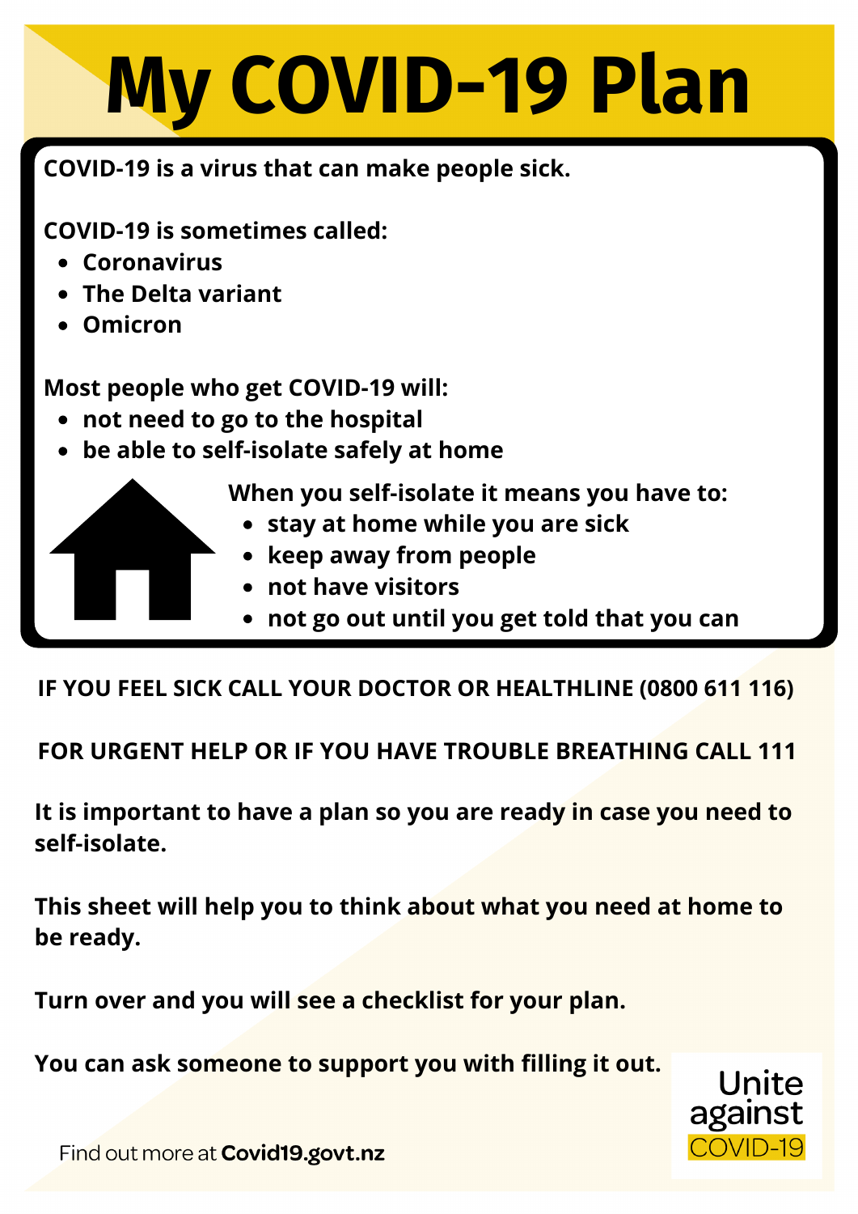# My COVID-19 Plan

**COVID-19 is a virus that can make people sick.**

**COVID-19 is sometimes called:**

- **Coronavirus**
- **The Delta variant**
- **Omicron**

**Most people who get COVID-19 will:**

- **not need to go to the hospital**
- **be able to self-isolate safely at home**

**When you self-isolate it means you have to:**

- **stay at home while you are sick**
- **keep away from people**
- **not have visitors**
- **not go out until you get told that you can**

**IF YOU FEEL SICK CALL YOUR DOCTOR OR HEALTHLINE (0800 611 116)**

**FOR URGENT HELP OR IF YOU HAVE TROUBLE BREATHING CALL 111**

**It is important to have a plan so you are ready in case you need to self-isolate.**

**This sheet will help you to think about what you need at home to be ready.**

**Turn over and you will see a checklist for your plan.**

**You can ask someone to support you with filling it out.**

Find out more at **Covid19.govt.nz**

Unite against COVID-19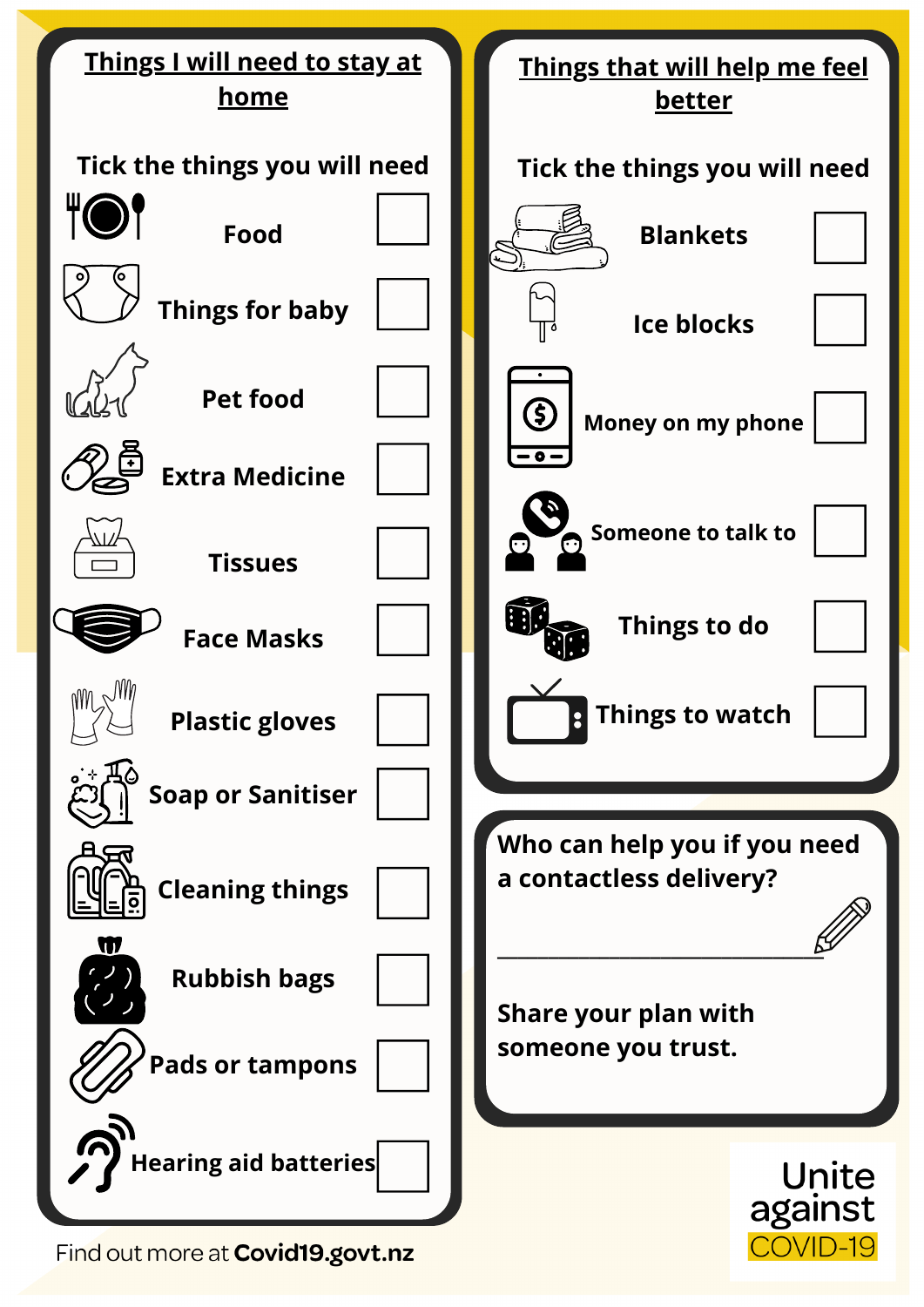## Things I will need to stay at home

Tick the things you will need

- Food ☐
- Things for baby ☐
- Pet food ☐
- Extra Medicine ☐
- Tissues ☐
- Face Masks ☐
- Plastic gloves ☐
- Soap or Sanitiser ☐
- Cleaning things ☐
- Rubbish bags ☐
- Pads or tampons ☐
- Hearing aid batteries ☐

## Things that will help me feel better

Tick the things you will need

- Blankets ☐
- Ice blocks ☐
- Money on my phone ☐
- Someone to talk to ☐
- Things to do ☐
- Things to watch ☐

**Who can help you if you need a contactless delivery?**

______________________________

**Share your plan with someone you trust.**

Find out more at **Covid19.govt.nz**

Unite against COVID-19